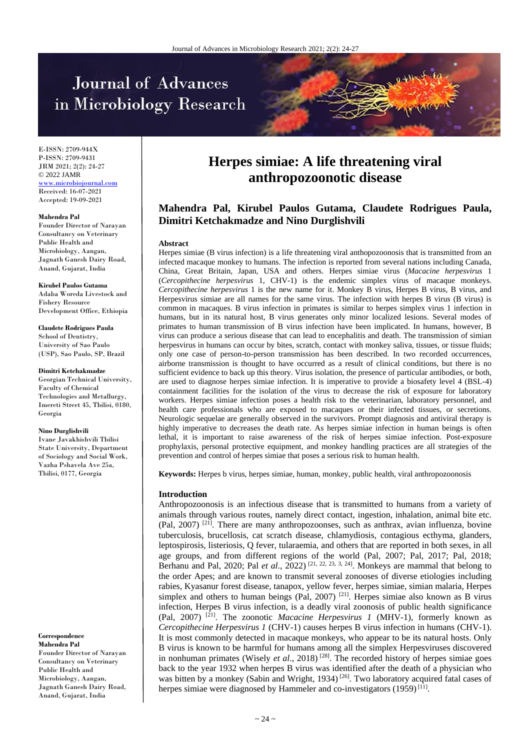# Herpes simiae: A life threatening viral anthropozoonotic disease

**Mahendra Pal, Kirubel Paulos Gutama, Claudete Rodrigues Paula, Dimitri Ketchakmadze and Nino Durglishvili**

E-ISSN: 2709-944X
P-ISSN: 2709-9431
JRM 2021; 2(2): 24-27
© 2022 JAMR
www.microbiojournal.com
Received: 16-07-2021
Accepted: 19-09-2021

**Mahendra Pal**
Founder Director of Narayan Consultancy on Veterinary Public Health and Microbiology, Aangan, Jagnath Ganesh Dairy Road, Anand, Gujarat, India

**Kirubel Paulos Gutama**
Adaba Woreda Livestock and Fishery Resource Development Office, Ethiopia

**Claudete Rodrigues Paula**
School of Dentistry, University of Sao Paulo (USP), Sao Paulo, SP, Brazil

**Dimitri Ketchakmadze**
Georgian Technical University, Faculty of Chemical Technologies and Metallurgy, Imereti Street 45, Tbilisi, 0180, Georgia

**Nino Durglishvili**
Ivane Javakhishvili Tbilisi State University, Department of Sociology and Social Work, Vazha Pshavela Ave 25a, Tbilisi, 0177, Georgia

**Correspondence**
**Mahendra Pal**
Founder Director of Narayan Consultancy on Veterinary Public Health and Microbiology, Aangan, Jagnath Ganesh Dairy Road, Anand, Gujarat, India

## Abstract

Herpes simiae (B virus infection) is a life threatening viral anthopozoonosis that is transmitted from an infected macaque monkey to humans. The infection is reported from several nations including Canada, China, Great Britain, Japan, USA and others. Herpes simiae virus (*Macacine herpesvirus* 1 (*Cercopithecine herpesvirus* 1, CHV-1) is the endemic simplex virus of macaque monkeys. *Cercopithecine herpesvirus* 1 is the new name for it. Monkey B virus, Herpes B virus, B virus, and Herpesvirus simiae are all names for the same virus. The infection with herpes B virus (B virus) is common in macaques. B virus infection in primates is similar to herpes simplex virus 1 infection in humans, but in its natural host, B virus generates only minor localized lesions. Several modes of primates to human transmission of B virus infection have been implicated. In humans, however, B virus can produce a serious disease that can lead to encephalitis and death. The transmission of simian herpesvirus in humans can occur by bites, scratch, contact with monkey saliva, tissues, or tissue fluids; only one case of person-to-person transmission has been described. In two recorded occurrences, airborne transmission is thought to have occurred as a result of clinical conditions, but there is no sufficient evidence to back up this theory. Virus isolation, the presence of particular antibodies, or both, are used to diagnose herpes simiae infection. It is imperative to provide a biosafety level 4 (BSL-4) containment facilities for the isolation of the virus to decrease the risk of exposure for laboratory workers. Herpes simiae infection poses a health risk to the veterinarian, laboratory personnel, and health care professionals who are exposed to macaques or their infected tissues, or secretions. Neurologic sequelae are generally observed in the survivors. Prompt diagnosis and antiviral therapy is highly imperative to decreases the death rate. As herpes simiae infection in human beings is often lethal, it is important to raise awareness of the risk of herpes simiae infection. Post-exposure prophylaxis, personal protective equipment, and monkey handling practices are all strategies of the prevention and control of herpes simiae that poses a serious risk to human health.

**Keywords:** Herpes b virus, herpes simiae, human, monkey, public health, viral anthropozoonosis

## Introduction

Anthropozoonosis is an infectious disease that is transmitted to humans from a variety of animals through various routes, namely direct contact, ingestion, inhalation, animal bite etc. (Pal, 2007) [21]. There are many anthropozoonses, such as anthrax, avian influenza, bovine tuberculosis, brucellosis, cat scratch disease, chlamydiosis, contagious ecthyma, glanders, leptospirosis, listeriosis, Q fever, tularaemia, and others that are reported in both sexes, in all age groups, and from different regions of the world (Pal, 2007; Pal, 2017; Pal, 2018; Berhanu and Pal, 2020; Pal *et al*., 2022) [21, 22, 23, 3, 24]. Monkeys are mammal that belong to the order Apes; and are known to transmit several zonooses of diverse etiologies including rabies, Kyasanur forest disease, tanapox, yellow fever, herpes simiae, simian malaria, Herpes simplex and others to human beings (Pal, 2007) [21]. Herpes simiae also known as B virus infection, Herpes B virus infection, is a deadly viral zoonosis of public health significance (Pal, 2007) [21]. The zoonotic *Macacine Herpesvirus 1* (MHV-1), formerly known as *Cercopithecine Herpesvirus 1* (CHV-1) causes herpes B virus infection in humans (CHV-1). It is most commonly detected in macaque monkeys, who appear to be its natural hosts. Only B virus is known to be harmful for humans among all the simplex Herpesviruses discovered in nonhuman primates (Wisely *et al*., 2018) [28]. The recorded history of herpes simiae goes back to the year 1932 when herpes B virus was identified after the death of a physician who was bitten by a monkey (Sabin and Wright, 1934) [26]. Two laboratory acquired fatal cases of herpes simiae were diagnosed by Hammeler and co-investigators (1959) [11].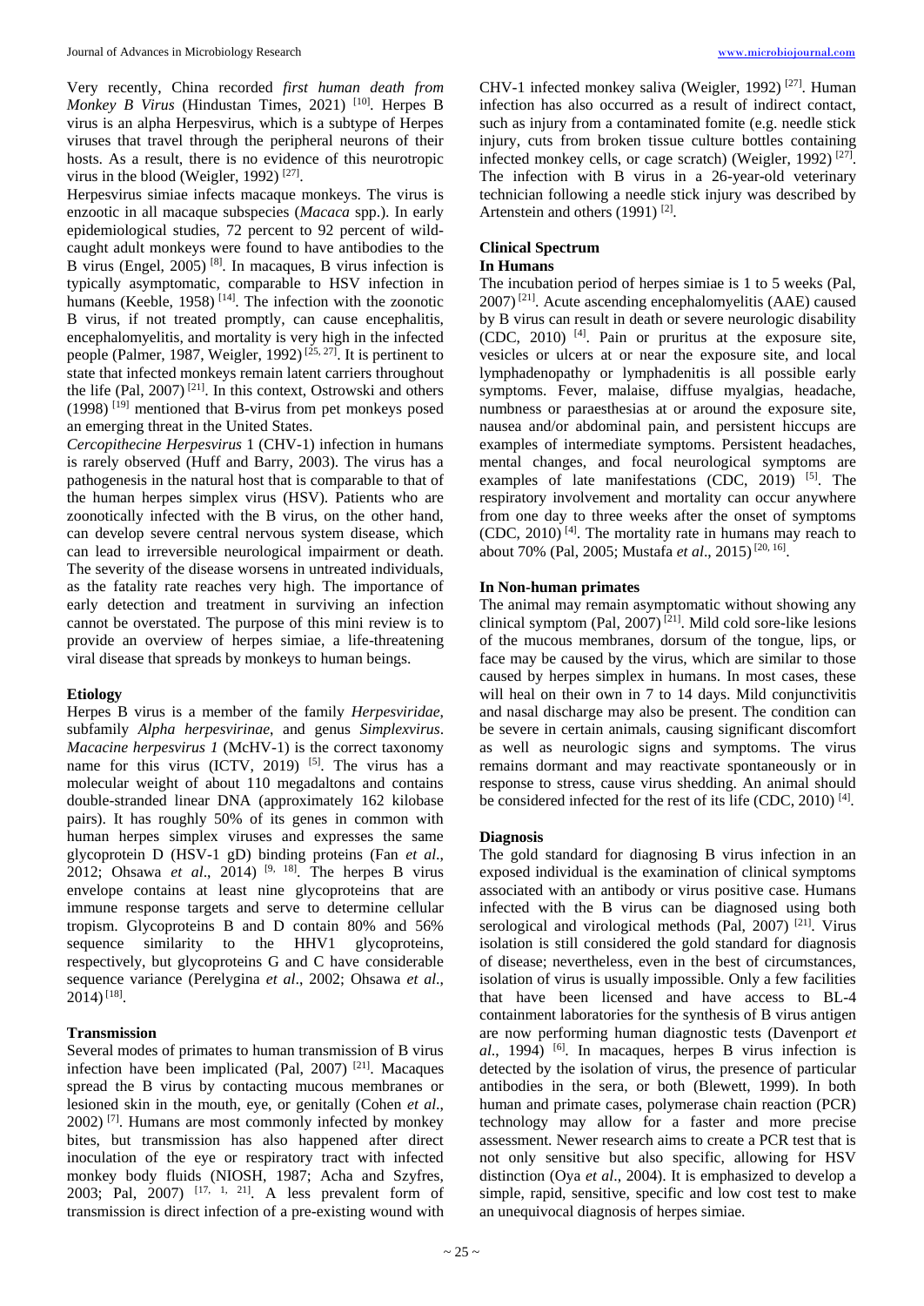Very recently, China recorded *first human death from Monkey B Virus* (Hindustan Times, 2021) [10]. Herpes B virus is an alpha Herpesvirus, which is a subtype of Herpes viruses that travel through the peripheral neurons of their hosts. As a result, there is no evidence of this neurotropic virus in the blood (Weigler, 1992) [27].

Herpesvirus simiae infects macaque monkeys. The virus is enzootic in all macaque subspecies (*Macaca* spp.). In early epidemiological studies, 72 percent to 92 percent of wild-caught adult monkeys were found to have antibodies to the B virus (Engel, 2005) [8]. In macaques, B virus infection is typically asymptomatic, comparable to HSV infection in humans (Keeble, 1958) [14]. The infection with the zoonotic B virus, if not treated promptly, can cause encephalitis, encephalomyelitis, and mortality is very high in the infected people (Palmer, 1987, Weigler, 1992) [25, 27]. It is pertinent to state that infected monkeys remain latent carriers throughout the life (Pal, 2007) [21]. In this context, Ostrowski and others (1998) [19] mentioned that B-virus from pet monkeys posed an emerging threat in the United States.

*Cercopithecine Herpesvirus* 1 (CHV-1) infection in humans is rarely observed (Huff and Barry, 2003). The virus has a pathogenesis in the natural host that is comparable to that of the human herpes simplex virus (HSV). Patients who are zoonotically infected with the B virus, on the other hand, can develop severe central nervous system disease, which can lead to irreversible neurological impairment or death. The severity of the disease worsens in untreated individuals, as the fatality rate reaches very high. The importance of early detection and treatment in surviving an infection cannot be overstated. The purpose of this mini review is to provide an overview of herpes simiae, a life-threatening viral disease that spreads by monkeys to human beings.

## Etiology

Herpes B virus is a member of the family *Herpesviridae*, subfamily *Alpha herpesvirinae*, and genus *Simplexvirus*. *Macacine herpesvirus 1* (McHV-1) is the correct taxonomy name for this virus (ICTV, 2019) [5]. The virus has a molecular weight of about 110 megadaltons and contains double-stranded linear DNA (approximately 162 kilobase pairs). It has roughly 50% of its genes in common with human herpes simplex viruses and expresses the same glycoprotein D (HSV-1 gD) binding proteins (Fan *et al*., 2012; Ohsawa *et al*., 2014) [9, 18]. The herpes B virus envelope contains at least nine glycoproteins that are immune response targets and serve to determine cellular tropism. Glycoproteins B and D contain 80% and 56% sequence similarity to the HHV1 glycoproteins, respectively, but glycoproteins G and C have considerable sequence variance (Perelygina *et al*., 2002; Ohsawa *et al*., 2014) [18].

## Transmission

Several modes of primates to human transmission of B virus infection have been implicated (Pal, 2007) [21]. Macaques spread the B virus by contacting mucous membranes or lesioned skin in the mouth, eye, or genitally (Cohen *et al*., 2002) [7]. Humans are most commonly infected by monkey bites, but transmission has also happened after direct inoculation of the eye or respiratory tract with infected monkey body fluids (NIOSH, 1987; Acha and Szyfres, 2003; Pal, 2007) [17, 1, 21]. A less prevalent form of transmission is direct infection of a pre-existing wound with CHV-1 infected monkey saliva (Weigler, 1992) [27]. Human infection has also occurred as a result of indirect contact, such as injury from a contaminated fomite (e.g. needle stick injury, cuts from broken tissue culture bottles containing infected monkey cells, or cage scratch) (Weigler, 1992) [27]. The infection with B virus in a 26-year-old veterinary technician following a needle stick injury was described by Artenstein and others (1991) [2].

## Clinical Spectrum

### In Humans

The incubation period of herpes simiae is 1 to 5 weeks (Pal, 2007) [21]. Acute ascending encephalomyelitis (AAE) caused by B virus can result in death or severe neurologic disability (CDC, 2010) [4]. Pain or pruritus at the exposure site, vesicles or ulcers at or near the exposure site, and local lymphadenopathy or lymphadenitis is all possible early symptoms. Fever, malaise, diffuse myalgias, headache, numbness or paraesthesias at or around the exposure site, nausea and/or abdominal pain, and persistent hiccups are examples of intermediate symptoms. Persistent headaches, mental changes, and focal neurological symptoms are examples of late manifestations (CDC, 2019) [5]. The respiratory involvement and mortality can occur anywhere from one day to three weeks after the onset of symptoms (CDC, 2010) [4]. The mortality rate in humans may reach to about 70% (Pal, 2005; Mustafa *et al*., 2015) [20, 16].

### In Non-human primates

The animal may remain asymptomatic without showing any clinical symptom (Pal, 2007) [21]. Mild cold sore-like lesions of the mucous membranes, dorsum of the tongue, lips, or face may be caused by the virus, which are similar to those caused by herpes simplex in humans. In most cases, these will heal on their own in 7 to 14 days. Mild conjunctivitis and nasal discharge may also be present. The condition can be severe in certain animals, causing significant discomfort as well as neurologic signs and symptoms. The virus remains dormant and may reactivate spontaneously or in response to stress, cause virus shedding. An animal should be considered infected for the rest of its life (CDC, 2010) [4].

## Diagnosis

The gold standard for diagnosing B virus infection in an exposed individual is the examination of clinical symptoms associated with an antibody or virus positive case. Humans infected with the B virus can be diagnosed using both serological and virological methods (Pal, 2007) [21]. Virus isolation is still considered the gold standard for diagnosis of disease; nevertheless, even in the best of circumstances, isolation of virus is usually impossible. Only a few facilities that have been licensed and have access to BL-4 containment laboratories for the synthesis of B virus antigen are now performing human diagnostic tests (Davenport *et al*., 1994) [6]. In macaques, herpes B virus infection is detected by the isolation of virus, the presence of particular antibodies in the sera, or both (Blewett, 1999). In both human and primate cases, polymerase chain reaction (PCR) technology may allow for a faster and more precise assessment. Newer research aims to create a PCR test that is not only sensitive but also specific, allowing for HSV distinction (Oya *et al*., 2004). It is emphasized to develop a simple, rapid, sensitive, specific and low cost test to make an unequivocal diagnosis of herpes simiae.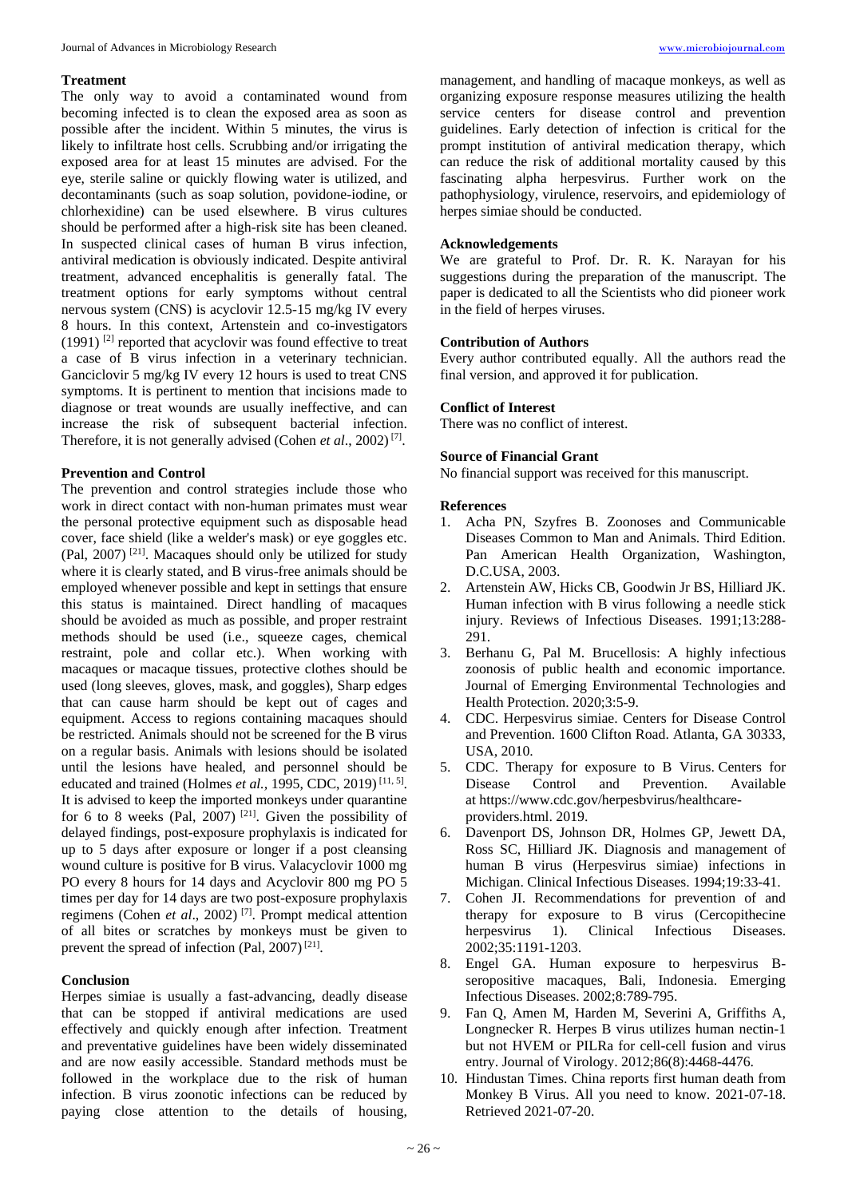## Treatment

The only way to avoid a contaminated wound from becoming infected is to clean the exposed area as soon as possible after the incident. Within 5 minutes, the virus is likely to infiltrate host cells. Scrubbing and/or irrigating the exposed area for at least 15 minutes are advised. For the eye, sterile saline or quickly flowing water is utilized, and decontaminants (such as soap solution, povidone-iodine, or chlorhexidine) can be used elsewhere. B virus cultures should be performed after a high-risk site has been cleaned. In suspected clinical cases of human B virus infection, antiviral medication is obviously indicated. Despite antiviral treatment, advanced encephalitis is generally fatal. The treatment options for early symptoms without central nervous system (CNS) is acyclovir 12.5-15 mg/kg IV every 8 hours. In this context, Artenstein and co-investigators (1991) [2] reported that acyclovir was found effective to treat a case of B virus infection in a veterinary technician. Ganciclovir 5 mg/kg IV every 12 hours is used to treat CNS symptoms. It is pertinent to mention that incisions made to diagnose or treat wounds are usually ineffective, and can increase the risk of subsequent bacterial infection. Therefore, it is not generally advised (Cohen *et al*., 2002) [7].

## Prevention and Control

The prevention and control strategies include those who work in direct contact with non-human primates must wear the personal protective equipment such as disposable head cover, face shield (like a welder's mask) or eye goggles etc. (Pal, 2007) [21]. Macaques should only be utilized for study where it is clearly stated, and B virus-free animals should be employed whenever possible and kept in settings that ensure this status is maintained. Direct handling of macaques should be avoided as much as possible, and proper restraint methods should be used (i.e., squeeze cages, chemical restraint, pole and collar etc.). When working with macaques or macaque tissues, protective clothes should be used (long sleeves, gloves, mask, and goggles), Sharp edges that can cause harm should be kept out of cages and equipment. Access to regions containing macaques should be restricted. Animals should not be screened for the B virus on a regular basis. Animals with lesions should be isolated until the lesions have healed, and personnel should be educated and trained (Holmes *et al.*, 1995, CDC, 2019) [11, 5]. It is advised to keep the imported monkeys under quarantine for 6 to 8 weeks (Pal, 2007) [21]. Given the possibility of delayed findings, post-exposure prophylaxis is indicated for up to 5 days after exposure or longer if a post cleansing wound culture is positive for B virus. Valacyclovir 1000 mg PO every 8 hours for 14 days and Acyclovir 800 mg PO 5 times per day for 14 days are two post-exposure prophylaxis regimens (Cohen *et al*., 2002) [7]. Prompt medical attention of all bites or scratches by monkeys must be given to prevent the spread of infection (Pal, 2007) [21].

## Conclusion

Herpes simiae is usually a fast-advancing, deadly disease that can be stopped if antiviral medications are used effectively and quickly enough after infection. Treatment and preventative guidelines have been widely disseminated and are now easily accessible. Standard methods must be followed in the workplace due to the risk of human infection. B virus zoonotic infections can be reduced by paying close attention to the details of housing, management, and handling of macaque monkeys, as well as organizing exposure response measures utilizing the health service centers for disease control and prevention guidelines. Early detection of infection is critical for the prompt institution of antiviral medication therapy, which can reduce the risk of additional mortality caused by this fascinating alpha herpesvirus. Further work on the pathophysiology, virulence, reservoirs, and epidemiology of herpes simiae should be conducted.

## Acknowledgements

We are grateful to Prof. Dr. R. K. Narayan for his suggestions during the preparation of the manuscript. The paper is dedicated to all the Scientists who did pioneer work in the field of herpes viruses.

## Contribution of Authors

Every author contributed equally. All the authors read the final version, and approved it for publication.

## Conflict of Interest

There was no conflict of interest.

## Source of Financial Grant

No financial support was received for this manuscript.

## References

1. Acha PN, Szyfres B. Zoonoses and Communicable Diseases Common to Man and Animals. Third Edition. Pan American Health Organization, Washington, D.C.USA, 2003.
2. Artenstein AW, Hicks CB, Goodwin Jr BS, Hilliard JK. Human infection with B virus following a needle stick injury. Reviews of Infectious Diseases. 1991;13:288-291.
3. Berhanu G, Pal M. Brucellosis: A highly infectious zoonosis of public health and economic importance. Journal of Emerging Environmental Technologies and Health Protection. 2020;3:5-9.
4. CDC. Herpesvirus simiae. Centers for Disease Control and Prevention. 1600 Clifton Road. Atlanta, GA 30333, USA, 2010.
5. CDC. Therapy for exposure to B Virus. Centers for Disease Control and Prevention. Available at https://www.cdc.gov/herpesbvirus/healthcare-providers.html. 2019.
6. Davenport DS, Johnson DR, Holmes GP, Jewett DA, Ross SC, Hilliard JK. Diagnosis and management of human B virus (Herpesvirus simiae) infections in Michigan. Clinical Infectious Diseases. 1994;19:33-41.
7. Cohen JI. Recommendations for prevention of and therapy for exposure to B virus (Cercopithecine herpesvirus 1). Clinical Infectious Diseases. 2002;35:1191-1203.
8. Engel GA. Human exposure to herpesvirus B-seropositive macaques, Bali, Indonesia. Emerging Infectious Diseases. 2002;8:789-795.
9. Fan Q, Amen M, Harden M, Severini A, Griffiths A, Longnecker R. Herpes B virus utilizes human nectin-1 but not HVEM or PILRa for cell-cell fusion and virus entry. Journal of Virology. 2012;86(8):4468-4476.
10. Hindustan Times. China reports first human death from Monkey B Virus. All you need to know. 2021-07-18. Retrieved 2021-07-20.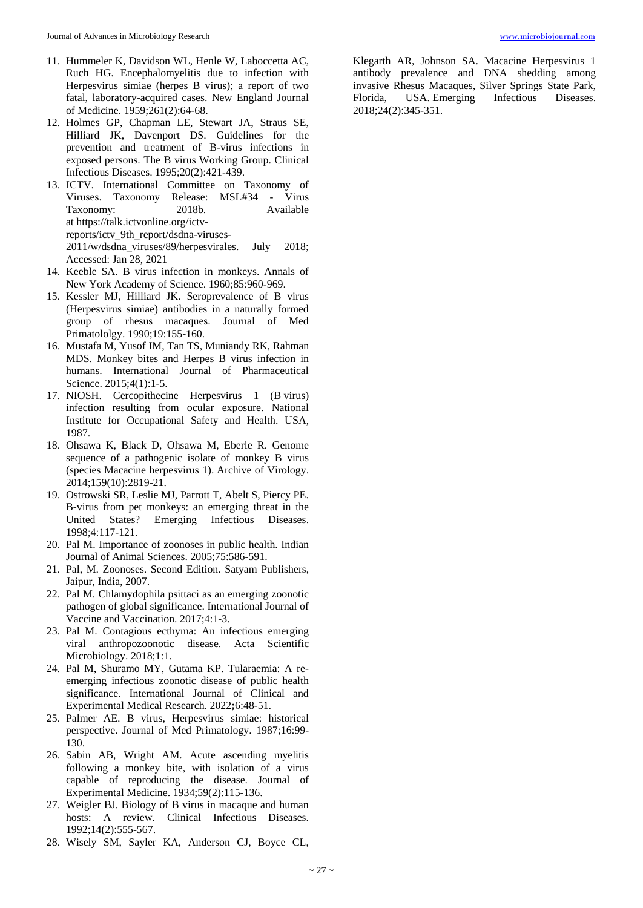11. Hummeler K, Davidson WL, Henle W, Laboccetta AC, Ruch HG. Encephalomyelitis due to infection with Herpesvirus simiae (herpes B virus); a report of two fatal, laboratory-acquired cases. New England Journal of Medicine. 1959;261(2):64-68.
12. Holmes GP, Chapman LE, Stewart JA, Straus SE, Hilliard JK, Davenport DS. Guidelines for the prevention and treatment of B-virus infections in exposed persons. The B virus Working Group. Clinical Infectious Diseases. 1995;20(2):421-439.
13. ICTV. International Committee on Taxonomy of Viruses. Taxonomy Release: MSL#34 - Virus Taxonomy: 2018b. Available at https://talk.ictvonline.org/ictv-reports/ictv_9th_report/dsdna-viruses-2011/w/dsdna_viruses/89/herpesvirales. July 2018; Accessed: Jan 28, 2021
14. Keeble SA. B virus infection in monkeys. Annals of New York Academy of Science. 1960;85:960-969.
15. Kessler MJ, Hilliard JK. Seroprevalence of B virus (Herpesvirus simiae) antibodies in a naturally formed group of rhesus macaques. Journal of Med Primatololgy. 1990;19:155-160.
16. Mustafa M, Yusof IM, Tan TS, Muniandy RK, Rahman MDS. Monkey bites and Herpes B virus infection in humans. International Journal of Pharmaceutical Science. 2015;4(1):1-5.
17. NIOSH. Cercopithecine Herpesvirus 1 (B virus) infection resulting from ocular exposure. National Institute for Occupational Safety and Health. USA, 1987.
18. Ohsawa K, Black D, Ohsawa M, Eberle R. Genome sequence of a pathogenic isolate of monkey B virus (species Macacine herpesvirus 1). Archive of Virology. 2014;159(10):2819-21.
19. Ostrowski SR, Leslie MJ, Parrott T, Abelt S, Piercy PE. B-virus from pet monkeys: an emerging threat in the United States? Emerging Infectious Diseases. 1998;4:117-121.
20. Pal M. Importance of zoonoses in public health. Indian Journal of Animal Sciences. 2005;75:586-591.
21. Pal, M. Zoonoses. Second Edition. Satyam Publishers, Jaipur, India, 2007.
22. Pal M. Chlamydophila psittaci as an emerging zoonotic pathogen of global significance. International Journal of Vaccine and Vaccination. 2017;4:1-3.
23. Pal M. Contagious ecthyma: An infectious emerging viral anthropozoonotic disease. Acta Scientific Microbiology. 2018;1:1.
24. Pal M, Shuramo MY, Gutama KP. Tularaemia: A re-emerging infectious zoonotic disease of public health significance. International Journal of Clinical and Experimental Medical Research. 2022;6:48-51.
25. Palmer AE. B virus, Herpesvirus simiae: historical perspective. Journal of Med Primatology. 1987;16:99-130.
26. Sabin AB, Wright AM. Acute ascending myelitis following a monkey bite, with isolation of a virus capable of reproducing the disease. Journal of Experimental Medicine. 1934;59(2):115-136.
27. Weigler BJ. Biology of B virus in macaque and human hosts: A review. Clinical Infectious Diseases. 1992;14(2):555-567.
28. Wisely SM, Sayler KA, Anderson CJ, Boyce CL, Klegarth AR, Johnson SA. Macacine Herpesvirus 1 antibody prevalence and DNA shedding among invasive Rhesus Macaques, Silver Springs State Park, Florida, USA. Emerging Infectious Diseases. 2018;24(2):345-351.